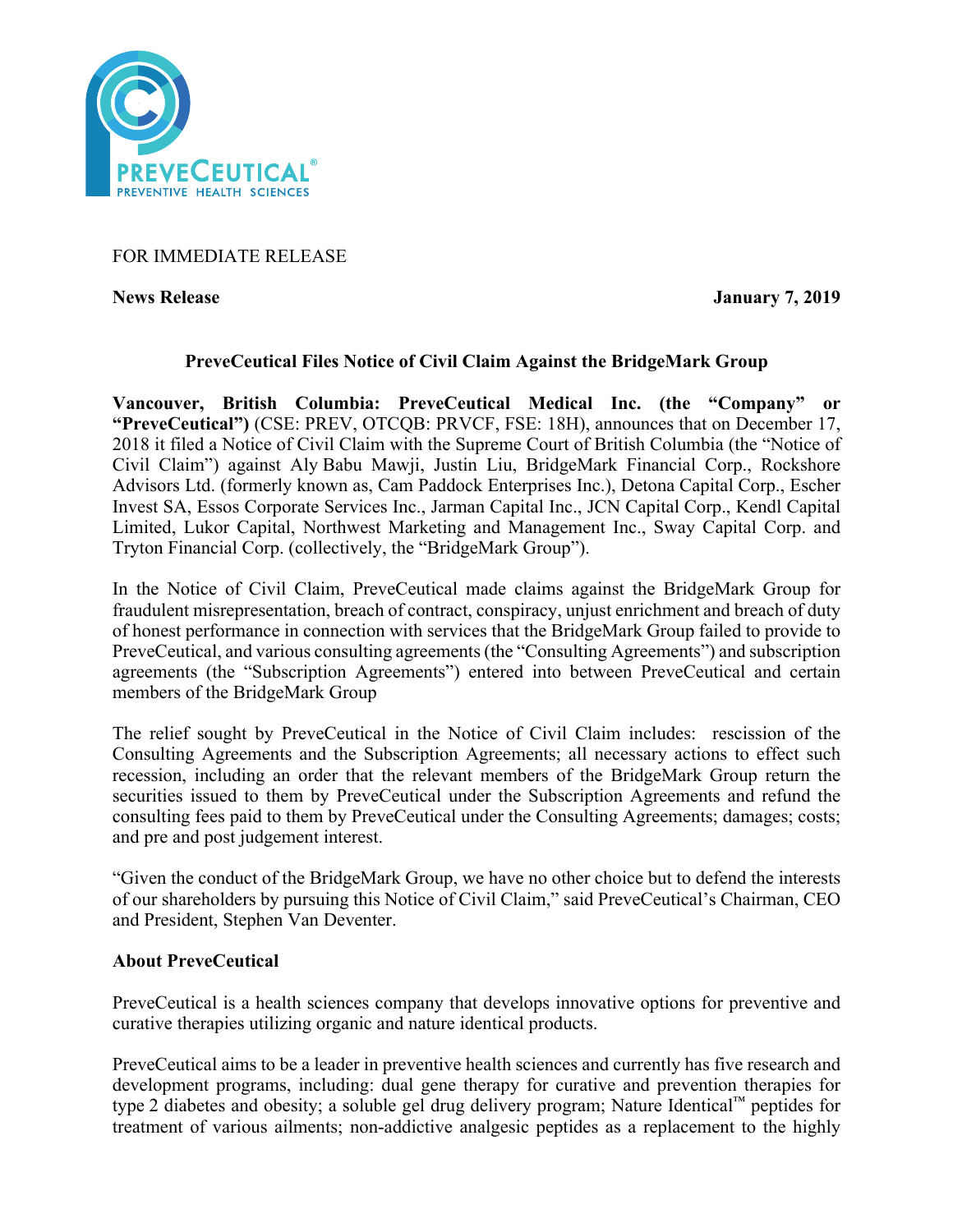FOR IMMEDIATE RELEASE

**News Release** **January 7, 2019**

## PreveCeutical Files Notice of Civil Claim Against the BridgeMark Group

**Vancouver, British Columbia: PreveCeutical Medical Inc. (the "Company" or "PreveCeutical")** (CSE: PREV, OTCQB: PRVCF, FSE: 18H), announces that on December 17, 2018 it filed a Notice of Civil Claim with the Supreme Court of British Columbia (the "Notice of Civil Claim") against Aly Babu Mawji, Justin Liu, BridgeMark Financial Corp., Rockshore Advisors Ltd. (formerly known as, Cam Paddock Enterprises Inc.), Detona Capital Corp., Escher Invest SA, Essos Corporate Services Inc., Jarman Capital Inc., JCN Capital Corp., Kendl Capital Limited, Lukor Capital, Northwest Marketing and Management Inc., Sway Capital Corp. and Tryton Financial Corp. (collectively, the "BridgeMark Group").

In the Notice of Civil Claim, PreveCeutical made claims against the BridgeMark Group for fraudulent misrepresentation, breach of contract, conspiracy, unjust enrichment and breach of duty of honest performance in connection with services that the BridgeMark Group failed to provide to PreveCeutical, and various consulting agreements (the "Consulting Agreements") and subscription agreements (the "Subscription Agreements") entered into between PreveCeutical and certain members of the BridgeMark Group

The relief sought by PreveCeutical in the Notice of Civil Claim includes: rescission of the Consulting Agreements and the Subscription Agreements; all necessary actions to effect such recession, including an order that the relevant members of the BridgeMark Group return the securities issued to them by PreveCeutical under the Subscription Agreements and refund the consulting fees paid to them by PreveCeutical under the Consulting Agreements; damages; costs; and pre and post judgement interest.

"Given the conduct of the BridgeMark Group, we have no other choice but to defend the interests of our shareholders by pursuing this Notice of Civil Claim," said PreveCeutical's Chairman, CEO and President, Stephen Van Deventer.

### About PreveCeutical

PreveCeutical is a health sciences company that develops innovative options for preventive and curative therapies utilizing organic and nature identical products.

PreveCeutical aims to be a leader in preventive health sciences and currently has five research and development programs, including: dual gene therapy for curative and prevention therapies for type 2 diabetes and obesity; a soluble gel drug delivery program; Nature Identical™ peptides for treatment of various ailments; non-addictive analgesic peptides as a replacement to the highly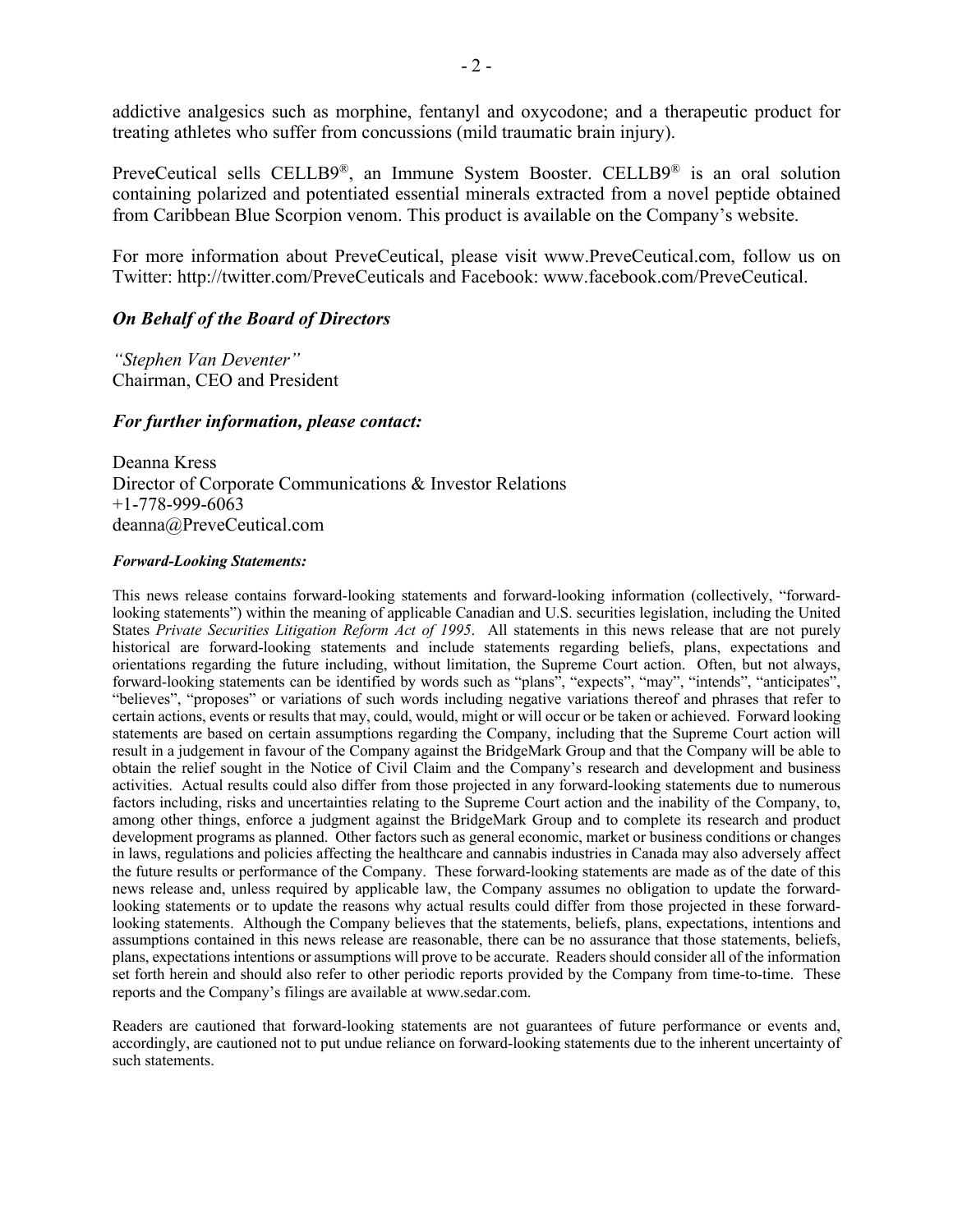addictive analgesics such as morphine, fentanyl and oxycodone; and a therapeutic product for treating athletes who suffer from concussions (mild traumatic brain injury).

PreveCeutical sells CELLB9®, an Immune System Booster. CELLB9® is an oral solution containing polarized and potentiated essential minerals extracted from a novel peptide obtained from Caribbean Blue Scorpion venom. This product is available on the Company's website.

For more information about PreveCeutical, please visit www.PreveCeutical.com, follow us on Twitter: http://twitter.com/PreveCeuticals and Facebook: www.facebook.com/PreveCeutical.

***On Behalf of the Board of Directors***

*"Stephen Van Deventer"*
Chairman, CEO and President

***For further information, please contact:***

Deanna Kress
Director of Corporate Communications & Investor Relations
+1-778-999-6063
deanna@PreveCeutical.com

***Forward-Looking Statements:***

This news release contains forward-looking statements and forward-looking information (collectively, "forward-looking statements") within the meaning of applicable Canadian and U.S. securities legislation, including the United States *Private Securities Litigation Reform Act of 1995*. All statements in this news release that are not purely historical are forward-looking statements and include statements regarding beliefs, plans, expectations and orientations regarding the future including, without limitation, the Supreme Court action. Often, but not always, forward-looking statements can be identified by words such as "plans", "expects", "may", "intends", "anticipates", "believes", "proposes" or variations of such words including negative variations thereof and phrases that refer to certain actions, events or results that may, could, would, might or will occur or be taken or achieved. Forward looking statements are based on certain assumptions regarding the Company, including that the Supreme Court action will result in a judgement in favour of the Company against the BridgeMark Group and that the Company will be able to obtain the relief sought in the Notice of Civil Claim and the Company's research and development and business activities. Actual results could also differ from those projected in any forward-looking statements due to numerous factors including, risks and uncertainties relating to the Supreme Court action and the inability of the Company, to, among other things, enforce a judgment against the BridgeMark Group and to complete its research and product development programs as planned. Other factors such as general economic, market or business conditions or changes in laws, regulations and policies affecting the healthcare and cannabis industries in Canada may also adversely affect the future results or performance of the Company. These forward-looking statements are made as of the date of this news release and, unless required by applicable law, the Company assumes no obligation to update the forward-looking statements or to update the reasons why actual results could differ from those projected in these forward-looking statements. Although the Company believes that the statements, beliefs, plans, expectations, intentions and assumptions contained in this news release are reasonable, there can be no assurance that those statements, beliefs, plans, expectations intentions or assumptions will prove to be accurate. Readers should consider all of the information set forth herein and should also refer to other periodic reports provided by the Company from time-to-time. These reports and the Company's filings are available at www.sedar.com.

Readers are cautioned that forward-looking statements are not guarantees of future performance or events and, accordingly, are cautioned not to put undue reliance on forward-looking statements due to the inherent uncertainty of such statements.